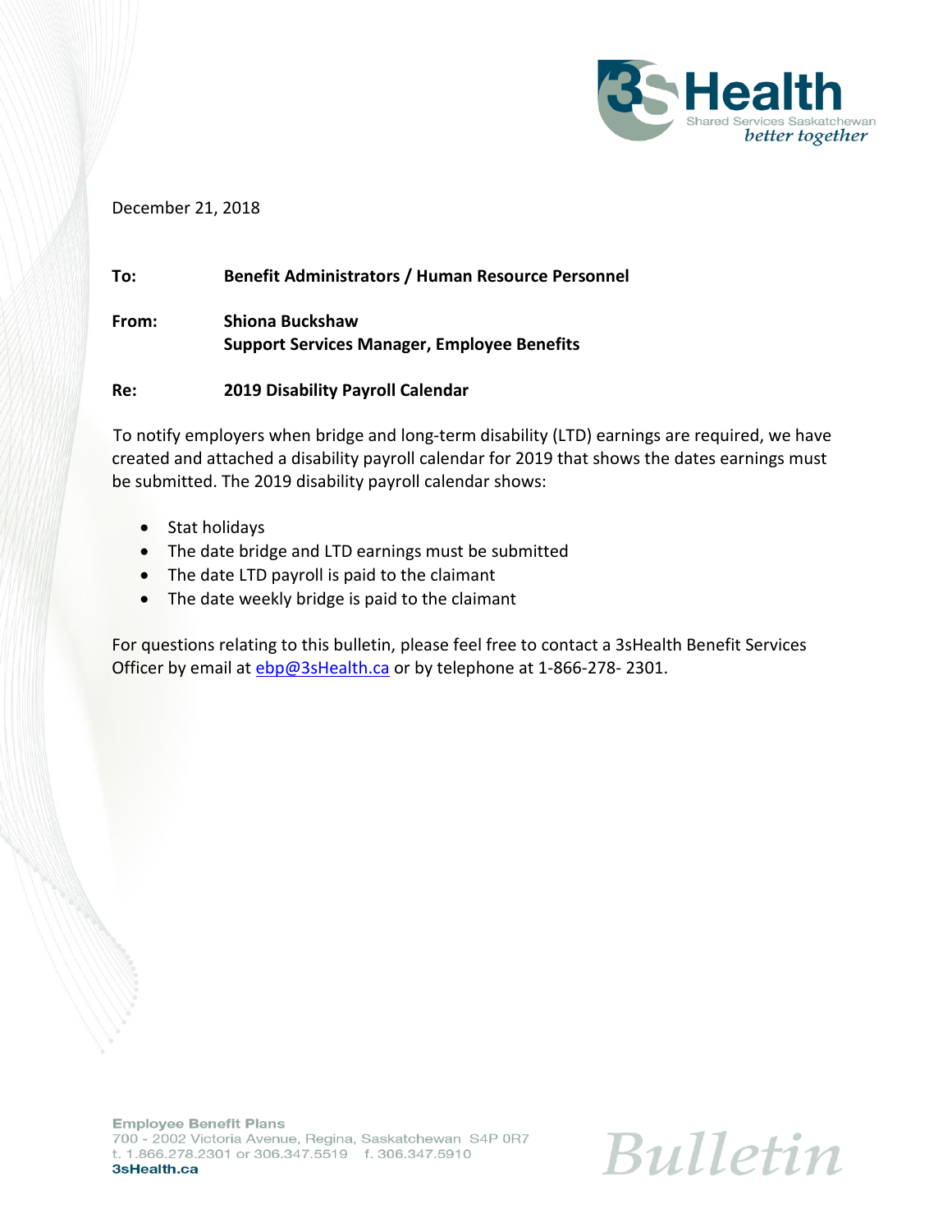3sHealth
Shared Services Saskatchewan
*better together*

December 21, 2018

**To:** **Benefit Administrators / Human Resource Personnel**

**From:** **Shiona Buckshaw**
**Support Services Manager, Employee Benefits**

**Re:** **2019 Disability Payroll Calendar**

To notify employers when bridge and long-term disability (LTD) earnings are required, we have created and attached a disability payroll calendar for 2019 that shows the dates earnings must be submitted. The 2019 disability payroll calendar shows:

- Stat holidays
- The date bridge and LTD earnings must be submitted
- The date LTD payroll is paid to the claimant
- The date weekly bridge is paid to the claimant

For questions relating to this bulletin, please feel free to contact a 3sHealth Benefit Services Officer by email at ebp@3sHealth.ca or by telephone at 1-866-278- 2301.

**Employee Benefit Plans**
700 - 2002 Victoria Avenue, Regina, Saskatchewan S4P 0R7
t. 1.866.278.2301 or 306.347.5519 f. 306.347.5910
**3sHealth.ca**

*Bulletin*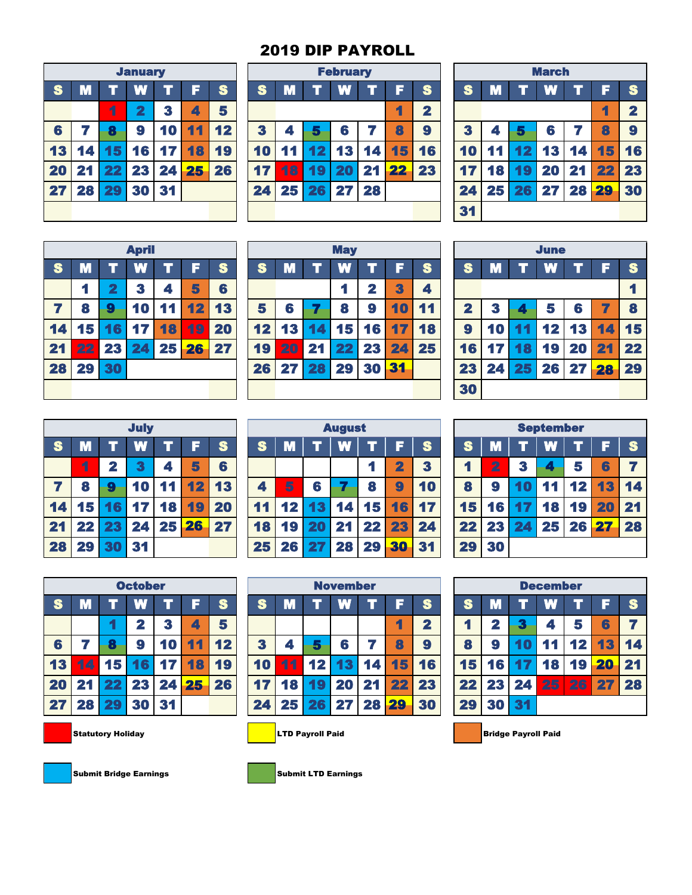# 2019 DIP PAYROLL

**January**

| S | M | T | W | T | F | S |
|---|---|---|---|---|---|---|
| | | 1 | 2 | 3 | 4 | 5 |
| 6 | 7 | 8 | 9 | 10 | 11 | 12 |
| 13 | 14 | 15 | 16 | 17 | 18 | 19 |
| 20 | 21 | 22 | 23 | 24 | 25 | 26 |
| 27 | 28 | 29 | 30 | 31 | | |

**February**

| S | M | T | W | T | F | S |
|---|---|---|---|---|---|---|
| | | | | | 1 | 2 |
| 3 | 4 | 5 | 6 | 7 | 8 | 9 |
| 10 | 11 | 12 | 13 | 14 | 15 | 16 |
| 17 | 18 | 19 | 20 | 21 | 22 | 23 |
| 24 | 25 | 26 | 27 | 28 | | |

**March**

| S | M | T | W | T | F | S |
|---|---|---|---|---|---|---|
| | | | | | 1 | 2 |
| 3 | 4 | 5 | 6 | 7 | 8 | 9 |
| 10 | 11 | 12 | 13 | 14 | 15 | 16 |
| 17 | 18 | 19 | 20 | 21 | 22 | 23 |
| 24 | 25 | 26 | 27 | 28 | 29 | 30 |
| 31 | | | | | | |

**April**

| S | M | T | W | T | F | S |
|---|---|---|---|---|---|---|
| | 1 | 2 | 3 | 4 | 5 | 6 |
| 7 | 8 | 9 | 10 | 11 | 12 | 13 |
| 14 | 15 | 16 | 17 | 18 | 19 | 20 |
| 21 | 22 | 23 | 24 | 25 | 26 | 27 |
| 28 | 29 | 30 | | | | |

**May**

| S | M | T | W | T | F | S |
|---|---|---|---|---|---|---|
| | | | 1 | 2 | 3 | 4 |
| 5 | 6 | 7 | 8 | 9 | 10 | 11 |
| 12 | 13 | 14 | 15 | 16 | 17 | 18 |
| 19 | 20 | 21 | 22 | 23 | 24 | 25 |
| 26 | 27 | 28 | 29 | 30 | 31 | |

**June**

| S | M | T | W | T | F | S |
|---|---|---|---|---|---|---|
| | | | | | | 1 |
| 2 | 3 | 4 | 5 | 6 | 7 | 8 |
| 9 | 10 | 11 | 12 | 13 | 14 | 15 |
| 16 | 17 | 18 | 19 | 20 | 21 | 22 |
| 23 | 24 | 25 | 26 | 27 | 28 | 29 |
| 30 | | | | | | |

**July**

| S | M | T | W | T | F | S |
|---|---|---|---|---|---|---|
| | 1 | 2 | 3 | 4 | 5 | 6 |
| 7 | 8 | 9 | 10 | 11 | 12 | 13 |
| 14 | 15 | 16 | 17 | 18 | 19 | 20 |
| 21 | 22 | 23 | 24 | 25 | 26 | 27 |
| 28 | 29 | 30 | 31 | | | |

**August**

| S | M | T | W | T | F | S |
|---|---|---|---|---|---|---|
| | | | | 1 | 2 | 3 |
| 4 | 5 | 6 | 7 | 8 | 9 | 10 |
| 11 | 12 | 13 | 14 | 15 | 16 | 17 |
| 18 | 19 | 20 | 21 | 22 | 23 | 24 |
| 25 | 26 | 27 | 28 | 29 | 30 | 31 |

**September**

| S | M | T | W | T | F | S |
|---|---|---|---|---|---|---|
| 1 | 2 | 3 | 4 | 5 | 6 | 7 |
| 8 | 9 | 10 | 11 | 12 | 13 | 14 |
| 15 | 16 | 17 | 18 | 19 | 20 | 21 |
| 22 | 23 | 24 | 25 | 26 | 27 | 28 |
| 29 | 30 | | | | | |

**October**

| S | M | T | W | T | F | S |
|---|---|---|---|---|---|---|
| | | 1 | 2 | 3 | 4 | 5 |
| 6 | 7 | 8 | 9 | 10 | 11 | 12 |
| 13 | 14 | 15 | 16 | 17 | 18 | 19 |
| 20 | 21 | 22 | 23 | 24 | 25 | 26 |
| 27 | 28 | 29 | 30 | 31 | | |

**November**

| S | M | T | W | T | F | S |
|---|---|---|---|---|---|---|
| | | | | | 1 | 2 |
| 3 | 4 | 5 | 6 | 7 | 8 | 9 |
| 10 | 11 | 12 | 13 | 14 | 15 | 16 |
| 17 | 18 | 19 | 20 | 21 | 22 | 23 |
| 24 | 25 | 26 | 27 | 28 | 29 | 30 |

**December**

| S | M | T | W | T | F | S |
|---|---|---|---|---|---|---|
| 1 | 2 | 3 | 4 | 5 | 6 | 7 |
| 8 | 9 | 10 | 11 | 12 | 13 | 14 |
| 15 | 16 | 17 | 18 | 19 | 20 | 21 |
| 22 | 23 | 24 | 25 | 26 | 27 | 28 |
| 29 | 30 | 31 | | | | |

Statistical Holiday

LTD Payroll Paid

Bridge Payroll Paid

Submit Bridge Earnings

Submit LTD Earnings